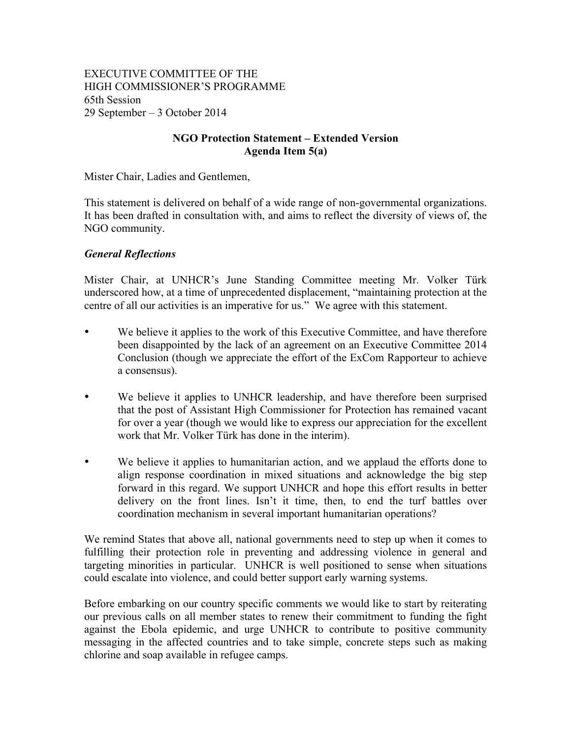EXECUTIVE COMMITTEE OF THE
HIGH COMMISSIONER'S PROGRAMME
65th Session
29 September – 3 October 2014

**NGO Protection Statement – Extended Version**
**Agenda Item 5(a)**

Mister Chair, Ladies and Gentlemen,

This statement is delivered on behalf of a wide range of non-governmental organizations. It has been drafted in consultation with, and aims to reflect the diversity of views of, the NGO community.

***General Reflections***

Mister Chair, at UNHCR's June Standing Committee meeting Mr. Volker Türk underscored how, at a time of unprecedented displacement, "maintaining protection at the centre of all our activities is an imperative for us." We agree with this statement.

- We believe it applies to the work of this Executive Committee, and have therefore been disappointed by the lack of an agreement on an Executive Committee 2014 Conclusion (though we appreciate the effort of the ExCom Rapporteur to achieve a consensus).
- We believe it applies to UNHCR leadership, and have therefore been surprised that the post of Assistant High Commissioner for Protection has remained vacant for over a year (though we would like to express our appreciation for the excellent work that Mr. Volker Türk has done in the interim).
- We believe it applies to humanitarian action, and we applaud the efforts done to align response coordination in mixed situations and acknowledge the big step forward in this regard. We support UNHCR and hope this effort results in better delivery on the front lines. Isn't it time, then, to end the turf battles over coordination mechanism in several important humanitarian operations?

We remind States that above all, national governments need to step up when it comes to fulfilling their protection role in preventing and addressing violence in general and targeting minorities in particular. UNHCR is well positioned to sense when situations could escalate into violence, and could better support early warning systems.

Before embarking on our country specific comments we would like to start by reiterating our previous calls on all member states to renew their commitment to funding the fight against the Ebola epidemic, and urge UNHCR to contribute to positive community messaging in the affected countries and to take simple, concrete steps such as making chlorine and soap available in refugee camps.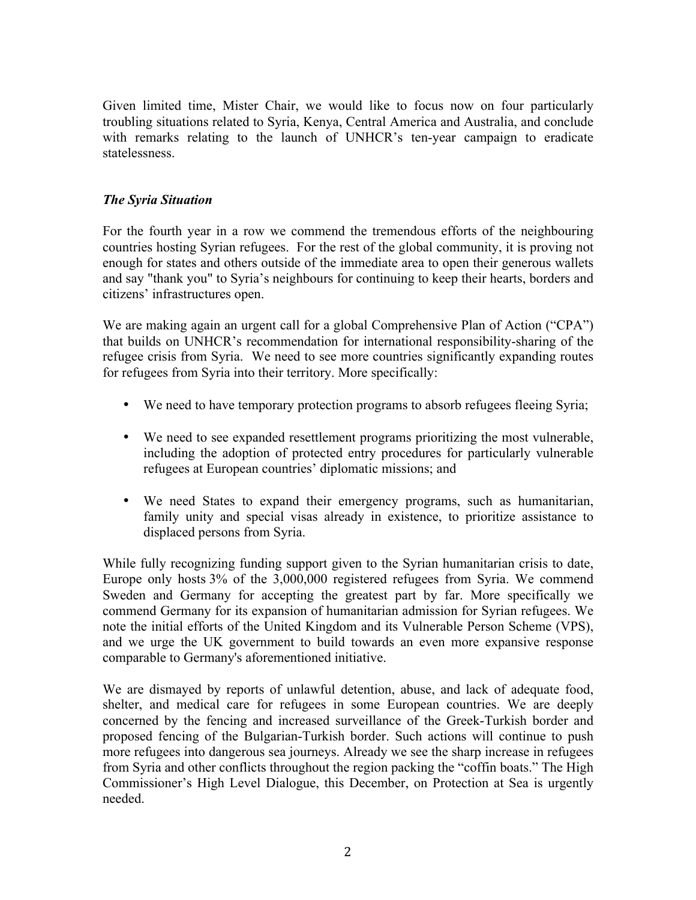Given limited time, Mister Chair, we would like to focus now on four particularly troubling situations related to Syria, Kenya, Central America and Australia, and conclude with remarks relating to the launch of UNHCR's ten-year campaign to eradicate statelessness.

***The Syria Situation***

For the fourth year in a row we commend the tremendous efforts of the neighbouring countries hosting Syrian refugees. For the rest of the global community, it is proving not enough for states and others outside of the immediate area to open their generous wallets and say "thank you" to Syria's neighbours for continuing to keep their hearts, borders and citizens' infrastructures open.

We are making again an urgent call for a global Comprehensive Plan of Action ("CPA") that builds on UNHCR's recommendation for international responsibility-sharing of the refugee crisis from Syria. We need to see more countries significantly expanding routes for refugees from Syria into their territory. More specifically:

- We need to have temporary protection programs to absorb refugees fleeing Syria;
- We need to see expanded resettlement programs prioritizing the most vulnerable, including the adoption of protected entry procedures for particularly vulnerable refugees at European countries' diplomatic missions; and
- We need States to expand their emergency programs, such as humanitarian, family unity and special visas already in existence, to prioritize assistance to displaced persons from Syria.

While fully recognizing funding support given to the Syrian humanitarian crisis to date, Europe only hosts 3% of the 3,000,000 registered refugees from Syria. We commend Sweden and Germany for accepting the greatest part by far. More specifically we commend Germany for its expansion of humanitarian admission for Syrian refugees. We note the initial efforts of the United Kingdom and its Vulnerable Person Scheme (VPS), and we urge the UK government to build towards an even more expansive response comparable to Germany's aforementioned initiative.

We are dismayed by reports of unlawful detention, abuse, and lack of adequate food, shelter, and medical care for refugees in some European countries. We are deeply concerned by the fencing and increased surveillance of the Greek-Turkish border and proposed fencing of the Bulgarian-Turkish border. Such actions will continue to push more refugees into dangerous sea journeys. Already we see the sharp increase in refugees from Syria and other conflicts throughout the region packing the "coffin boats." The High Commissioner's High Level Dialogue, this December, on Protection at Sea is urgently needed.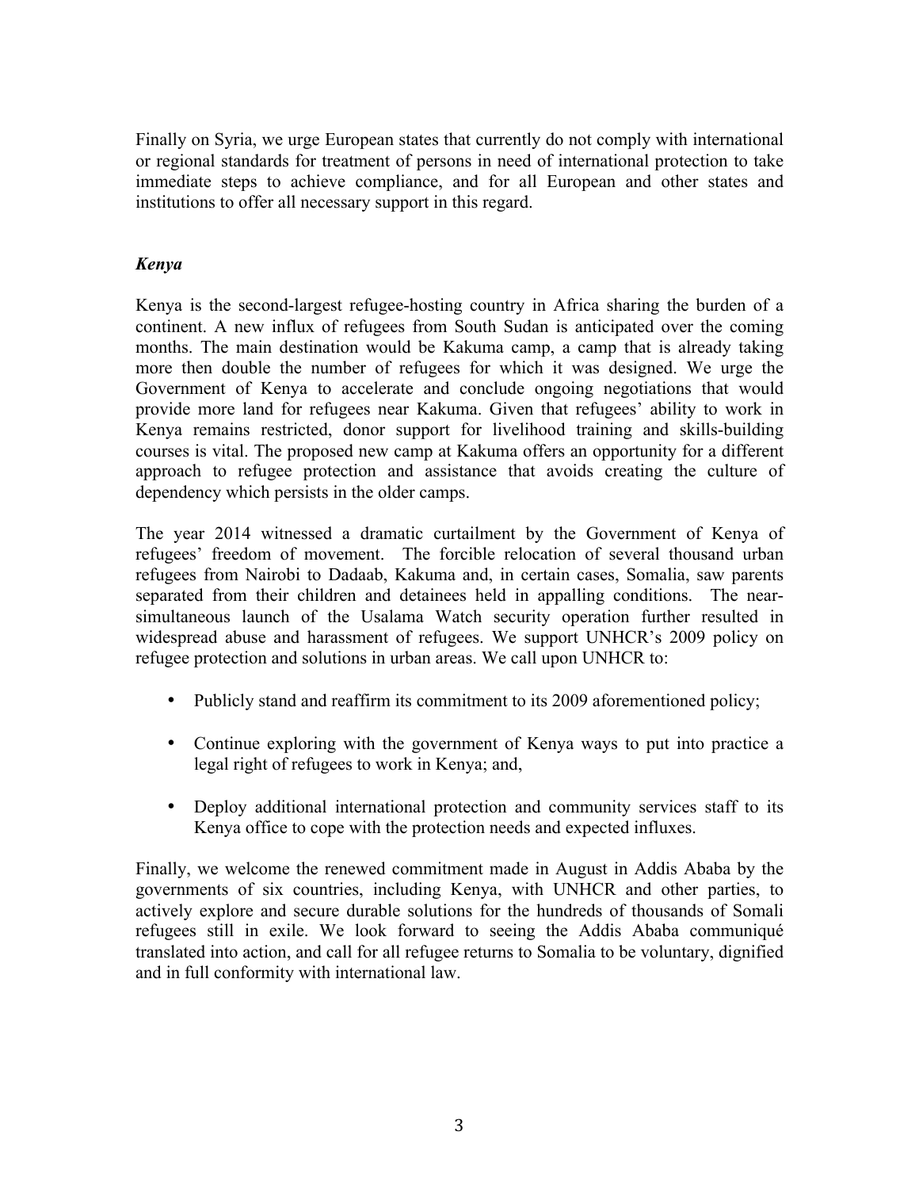Finally on Syria, we urge European states that currently do not comply with international or regional standards for treatment of persons in need of international protection to take immediate steps to achieve compliance, and for all European and other states and institutions to offer all necessary support in this regard.

### *Kenya*

Kenya is the second-largest refugee-hosting country in Africa sharing the burden of a continent. A new influx of refugees from South Sudan is anticipated over the coming months. The main destination would be Kakuma camp, a camp that is already taking more then double the number of refugees for which it was designed. We urge the Government of Kenya to accelerate and conclude ongoing negotiations that would provide more land for refugees near Kakuma. Given that refugees' ability to work in Kenya remains restricted, donor support for livelihood training and skills-building courses is vital. The proposed new camp at Kakuma offers an opportunity for a different approach to refugee protection and assistance that avoids creating the culture of dependency which persists in the older camps.

The year 2014 witnessed a dramatic curtailment by the Government of Kenya of refugees' freedom of movement. The forcible relocation of several thousand urban refugees from Nairobi to Dadaab, Kakuma and, in certain cases, Somalia, saw parents separated from their children and detainees held in appalling conditions. The near-simultaneous launch of the Usalama Watch security operation further resulted in widespread abuse and harassment of refugees. We support UNHCR's 2009 policy on refugee protection and solutions in urban areas. We call upon UNHCR to:

- Publicly stand and reaffirm its commitment to its 2009 aforementioned policy;
- Continue exploring with the government of Kenya ways to put into practice a legal right of refugees to work in Kenya; and,
- Deploy additional international protection and community services staff to its Kenya office to cope with the protection needs and expected influxes.

Finally, we welcome the renewed commitment made in August in Addis Ababa by the governments of six countries, including Kenya, with UNHCR and other parties, to actively explore and secure durable solutions for the hundreds of thousands of Somali refugees still in exile. We look forward to seeing the Addis Ababa communiqué translated into action, and call for all refugee returns to Somalia to be voluntary, dignified and in full conformity with international law.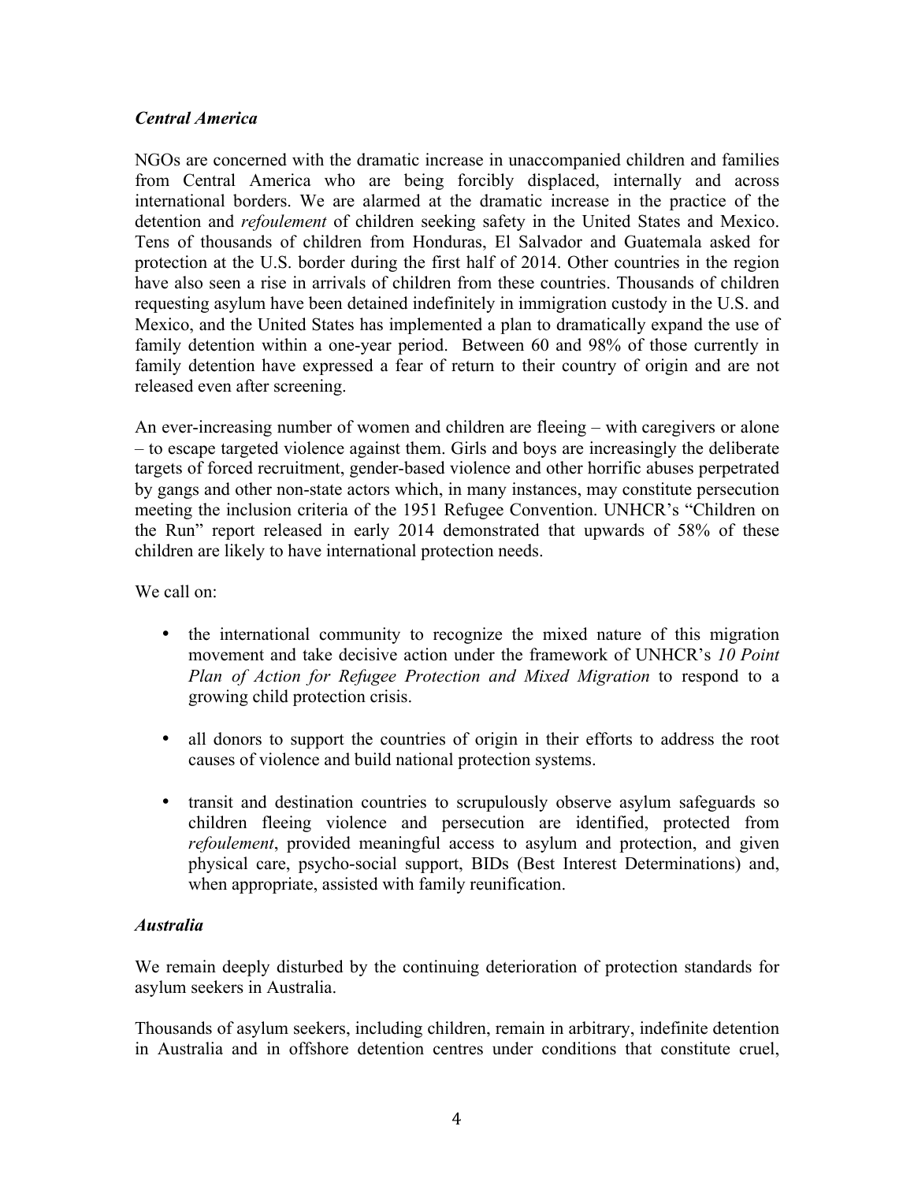### *Central America*

NGOs are concerned with the dramatic increase in unaccompanied children and families from Central America who are being forcibly displaced, internally and across international borders. We are alarmed at the dramatic increase in the practice of the detention and *refoulement* of children seeking safety in the United States and Mexico. Tens of thousands of children from Honduras, El Salvador and Guatemala asked for protection at the U.S. border during the first half of 2014. Other countries in the region have also seen a rise in arrivals of children from these countries. Thousands of children requesting asylum have been detained indefinitely in immigration custody in the U.S. and Mexico, and the United States has implemented a plan to dramatically expand the use of family detention within a one-year period. Between 60 and 98% of those currently in family detention have expressed a fear of return to their country of origin and are not released even after screening.

An ever-increasing number of women and children are fleeing – with caregivers or alone – to escape targeted violence against them. Girls and boys are increasingly the deliberate targets of forced recruitment, gender-based violence and other horrific abuses perpetrated by gangs and other non-state actors which, in many instances, may constitute persecution meeting the inclusion criteria of the 1951 Refugee Convention. UNHCR's "Children on the Run" report released in early 2014 demonstrated that upwards of 58% of these children are likely to have international protection needs.

We call on:

- the international community to recognize the mixed nature of this migration movement and take decisive action under the framework of UNHCR's *10 Point Plan of Action for Refugee Protection and Mixed Migration* to respond to a growing child protection crisis.
- all donors to support the countries of origin in their efforts to address the root causes of violence and build national protection systems.
- transit and destination countries to scrupulously observe asylum safeguards so children fleeing violence and persecution are identified, protected from *refoulement*, provided meaningful access to asylum and protection, and given physical care, psycho-social support, BIDs (Best Interest Determinations) and, when appropriate, assisted with family reunification.

### *Australia*

We remain deeply disturbed by the continuing deterioration of protection standards for asylum seekers in Australia.

Thousands of asylum seekers, including children, remain in arbitrary, indefinite detention in Australia and in offshore detention centres under conditions that constitute cruel,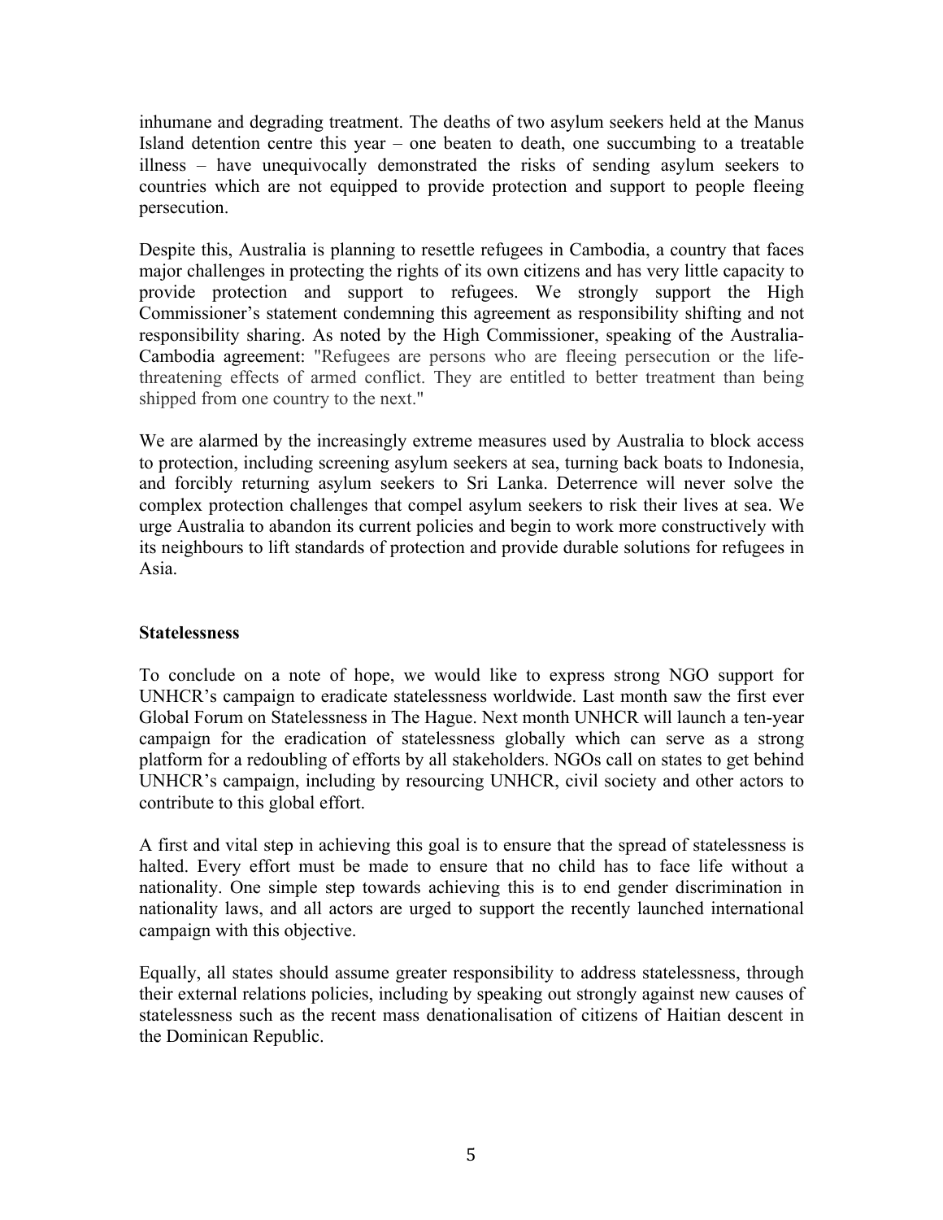inhumane and degrading treatment. The deaths of two asylum seekers held at the Manus Island detention centre this year – one beaten to death, one succumbing to a treatable illness – have unequivocally demonstrated the risks of sending asylum seekers to countries which are not equipped to provide protection and support to people fleeing persecution.

Despite this, Australia is planning to resettle refugees in Cambodia, a country that faces major challenges in protecting the rights of its own citizens and has very little capacity to provide protection and support to refugees. We strongly support the High Commissioner's statement condemning this agreement as responsibility shifting and not responsibility sharing. As noted by the High Commissioner, speaking of the Australia-Cambodia agreement: "Refugees are persons who are fleeing persecution or the life-threatening effects of armed conflict. They are entitled to better treatment than being shipped from one country to the next."

We are alarmed by the increasingly extreme measures used by Australia to block access to protection, including screening asylum seekers at sea, turning back boats to Indonesia, and forcibly returning asylum seekers to Sri Lanka. Deterrence will never solve the complex protection challenges that compel asylum seekers to risk their lives at sea. We urge Australia to abandon its current policies and begin to work more constructively with its neighbours to lift standards of protection and provide durable solutions for refugees in Asia.

**Statelessness**

To conclude on a note of hope, we would like to express strong NGO support for UNHCR's campaign to eradicate statelessness worldwide. Last month saw the first ever Global Forum on Statelessness in The Hague. Next month UNHCR will launch a ten-year campaign for the eradication of statelessness globally which can serve as a strong platform for a redoubling of efforts by all stakeholders. NGOs call on states to get behind UNHCR's campaign, including by resourcing UNHCR, civil society and other actors to contribute to this global effort.

A first and vital step in achieving this goal is to ensure that the spread of statelessness is halted. Every effort must be made to ensure that no child has to face life without a nationality. One simple step towards achieving this is to end gender discrimination in nationality laws, and all actors are urged to support the recently launched international campaign with this objective.

Equally, all states should assume greater responsibility to address statelessness, through their external relations policies, including by speaking out strongly against new causes of statelessness such as the recent mass denationalisation of citizens of Haitian descent in the Dominican Republic.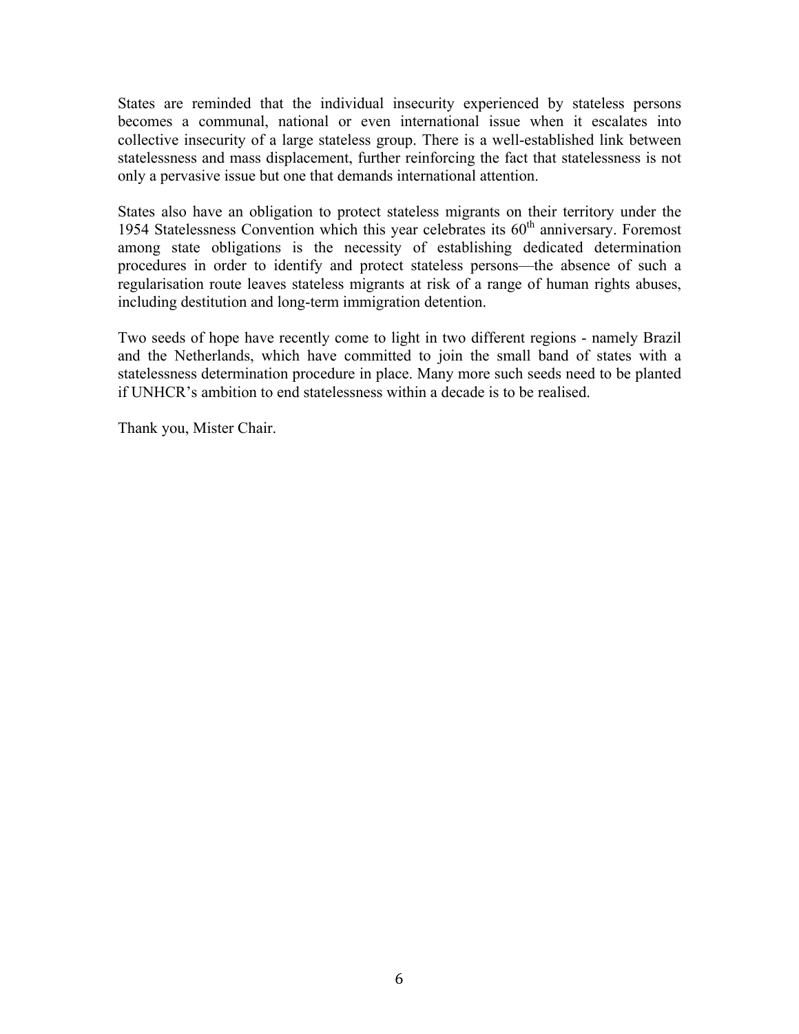States are reminded that the individual insecurity experienced by stateless persons becomes a communal, national or even international issue when it escalates into collective insecurity of a large stateless group. There is a well-established link between statelessness and mass displacement, further reinforcing the fact that statelessness is not only a pervasive issue but one that demands international attention.

States also have an obligation to protect stateless migrants on their territory under the 1954 Statelessness Convention which this year celebrates its 60th anniversary. Foremost among state obligations is the necessity of establishing dedicated determination procedures in order to identify and protect stateless persons—the absence of such a regularisation route leaves stateless migrants at risk of a range of human rights abuses, including destitution and long-term immigration detention.

Two seeds of hope have recently come to light in two different regions - namely Brazil and the Netherlands, which have committed to join the small band of states with a statelessness determination procedure in place. Many more such seeds need to be planted if UNHCR's ambition to end statelessness within a decade is to be realised.

Thank you, Mister Chair.